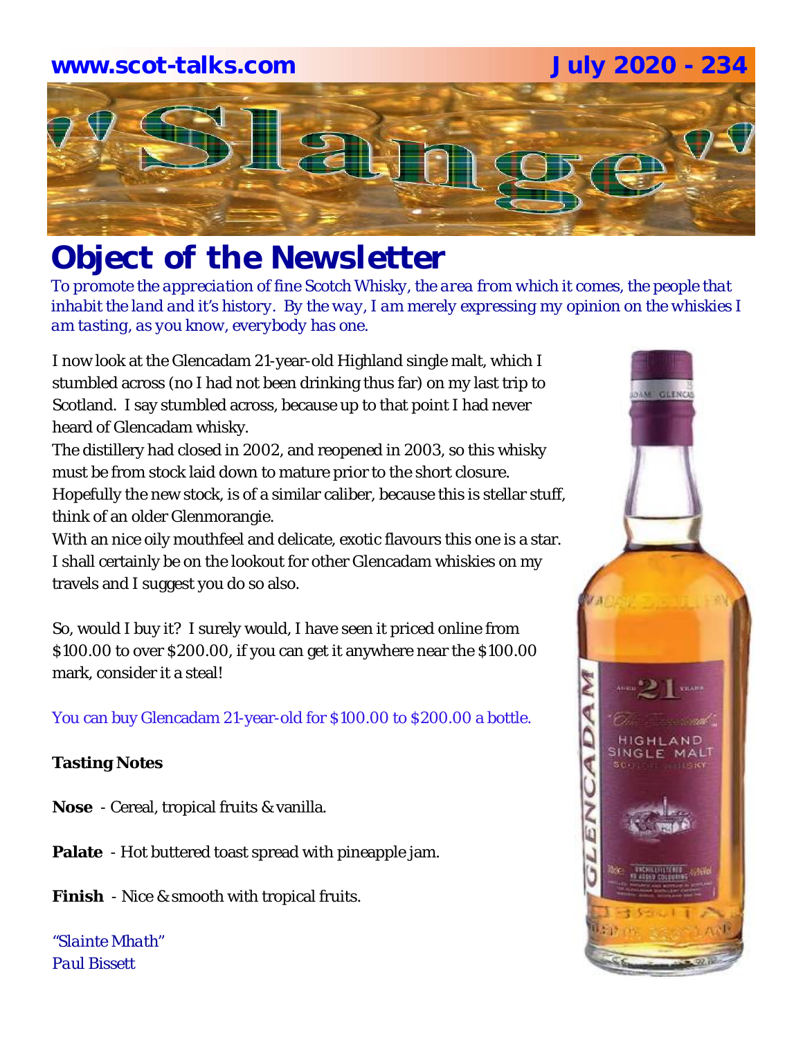www.scot-talks.com July 2020 - 234

# "Slange"

## Object of the Newsletter

*To promote the appreciation of fine Scotch Whisky, the area from which it comes, the people that inhabit the land and it's history. By the way, I am merely expressing my opinion on the whiskies I am tasting, as you know, everybody has one.*

I now look at the Glencadam 21-year-old Highland single malt, which I stumbled across (no I had not been drinking thus far) on my last trip to Scotland. I say stumbled across, because up to that point I had never heard of Glencadam whisky.
The distillery had closed in 2002, and reopened in 2003, so this whisky must be from stock laid down to mature prior to the short closure. Hopefully the new stock, is of a similar caliber, because this is stellar stuff, think of an older Glenmorangie.
With an nice oily mouthfeel and delicate, exotic flavours this one is a star. I shall certainly be on the lookout for other Glencadam whiskies on my travels and I suggest you do so also.

So, would I buy it? I surely would, I have seen it priced online from $100.00 to over $200.00, if you can get it anywhere near the $100.00 mark, consider it a steal!

You can buy Glencadam 21-year-old for $100.00 to $200.00 a bottle.

**Tasting Notes**

**Nose** - Cereal, tropical fruits & vanilla.

**Palate** - Hot buttered toast spread with pineapple jam.

**Finish** - Nice & smooth with tropical fruits.

*"Slainte Mhath"*
*Paul Bissett*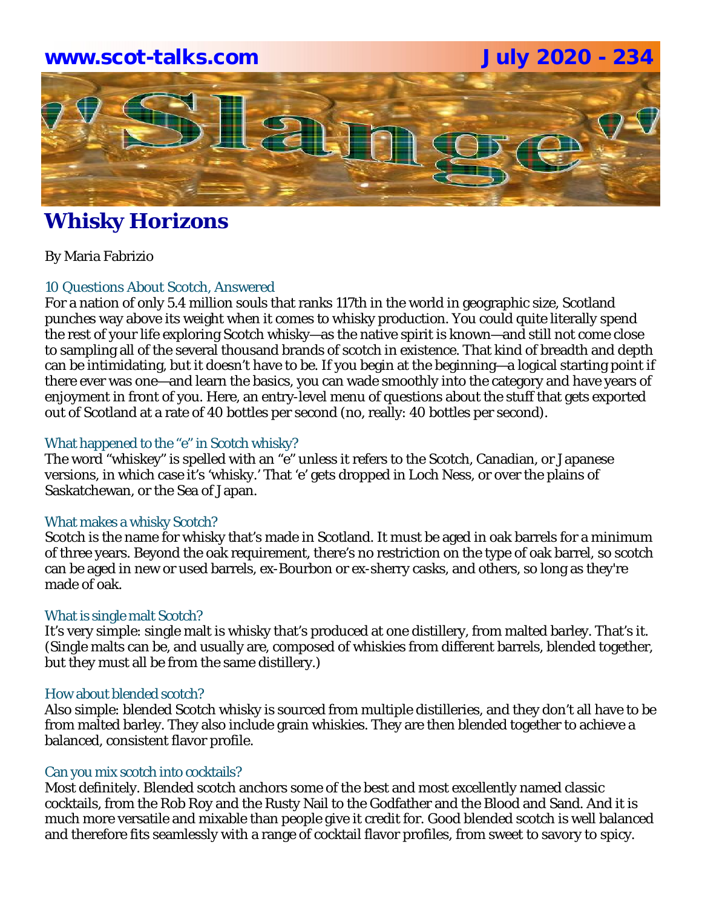# Whisky Horizons

By Maria Fabrizio

### 10 Questions About Scotch, Answered

For a nation of only 5.4 million souls that ranks 117th in the world in geographic size, Scotland punches way above its weight when it comes to whisky production. You could quite literally spend the rest of your life exploring Scotch whisky—as the native spirit is known—and still not come close to sampling all of the several thousand brands of scotch in existence. That kind of breadth and depth can be intimidating, but it doesn't have to be. If you begin at the beginning—a logical starting point if there ever was one—and learn the basics, you can wade smoothly into the category and have years of enjoyment in front of you. Here, an entry-level menu of questions about the stuff that gets exported out of Scotland at a rate of 40 bottles per second (no, really: 40 bottles per second).

### What happened to the "e" in Scotch whisky?

The word "whiskey" is spelled with an "e" unless it refers to the Scotch, Canadian, or Japanese versions, in which case it's 'whisky.' That 'e' gets dropped in Loch Ness, or over the plains of Saskatchewan, or the Sea of Japan.

### What makes a whisky Scotch?

Scotch is the name for whisky that's made in Scotland. It must be aged in oak barrels for a minimum of three years. Beyond the oak requirement, there's no restriction on the type of oak barrel, so scotch can be aged in new or used barrels, ex-Bourbon or ex-sherry casks, and others, so long as they're made of oak.

### What is single malt Scotch?

It's very simple: single malt is whisky that's produced at one distillery, from malted barley. That's it. (Single malts can be, and usually are, composed of whiskies from different barrels, blended together, but they must all be from the same distillery.)

### How about blended scotch?

Also simple: blended Scotch whisky is sourced from multiple distilleries, and they don't all have to be from malted barley. They also include grain whiskies. They are then blended together to achieve a balanced, consistent flavor profile.

### Can you mix scotch into cocktails?

Most definitely. Blended scotch anchors some of the best and most excellently named classic cocktails, from the Rob Roy and the Rusty Nail to the Godfather and the Blood and Sand. And it is much more versatile and mixable than people give it credit for. Good blended scotch is well balanced and therefore fits seamlessly with a range of cocktail flavor profiles, from sweet to savory to spicy.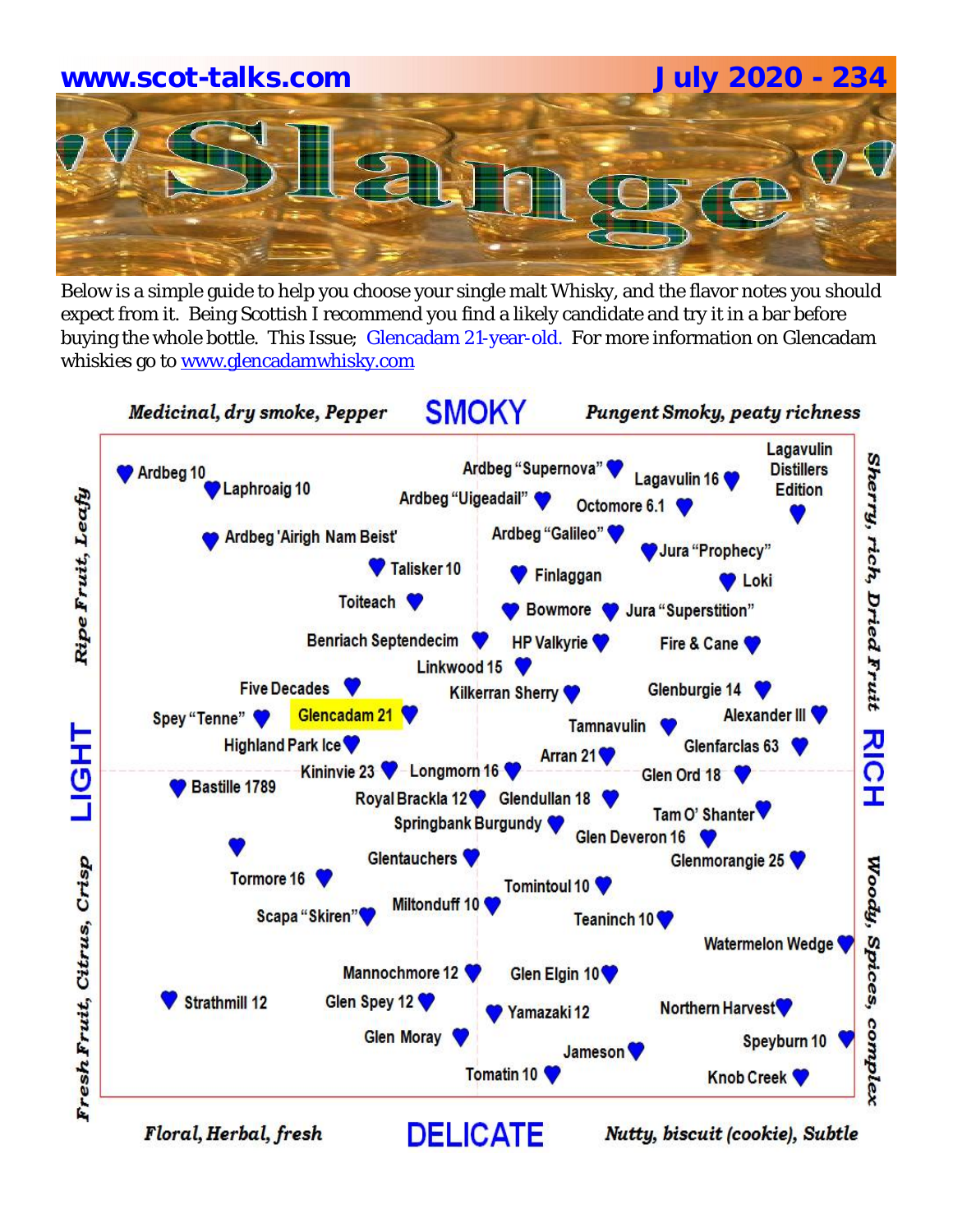www.scot-talks.com

July 2020 - 234

# "Slange"

Below is a simple guide to help you choose your single malt Whisky, and the flavor notes you should expect from it. Being Scottish I recommend you find a likely candidate and try it in a bar before buying the whole bottle. This Issue; Glencadam 21-year-old. For more information on Glencadam whiskies go to www.glencadamwhisky.com

*Medicinal, dry smoke, Pepper* — **SMOKY** — *Pungent Smoky, peaty richness*

*Ripe Fruit, Leafy* — **LIGHT** — *Fresh Fruit, Citrus, Crisp*

*Sherry, rich, Dried Fruit* — **RICH** — *Woody, Spices, complex*

*Floral, Herbal, fresh* — **DELICATE** — *Nutty, biscuit (cookie), Subtle*

Ardbeg 10
Laphroaig 10
Ardbeg "Supernova"
Ardbeg "Uigeadail"
Lagavulin 16
Octomore 6.1
Lagavulin Distillers Edition
Ardbeg 'Airigh Nam Beist'
Ardbeg "Galileo"
Jura "Prophecy"
Talisker 10
Finlaggan
Loki
Toiteach
Bowmore
Jura "Superstition"
Benriach Septendecim
HP Valkyrie
Fire & Cane
Linkwood 15
Five Decades
Kilkerran Sherry
Glenburgie 14
Spey "Tenne"
**Glencadam 21**
Tamnavulin
Alexander III
Highland Park Ice
Arran 21
Glenfarclas 63
Kininvie 23
Longmorn 16
Glen Ord 18
Bastille 1789
Royal Brackla 12
Glendullan 18
Springbank Burgundy
Tam O' Shanter
Glen Deveron 16
Glentauchers
Glenmorangie 25
Tormore 16
Tomintoul 10
Miltonduff 10
Scapa "Skiren"
Teaninch 10
Watermelon Wedge
Mannochmore 12
Glen Elgin 10
Strathmill 12
Glen Spey 12
Yamazaki 12
Northern Harvest
Glen Moray
Speyburn 10
Jameson
Tomatin 10
Knob Creek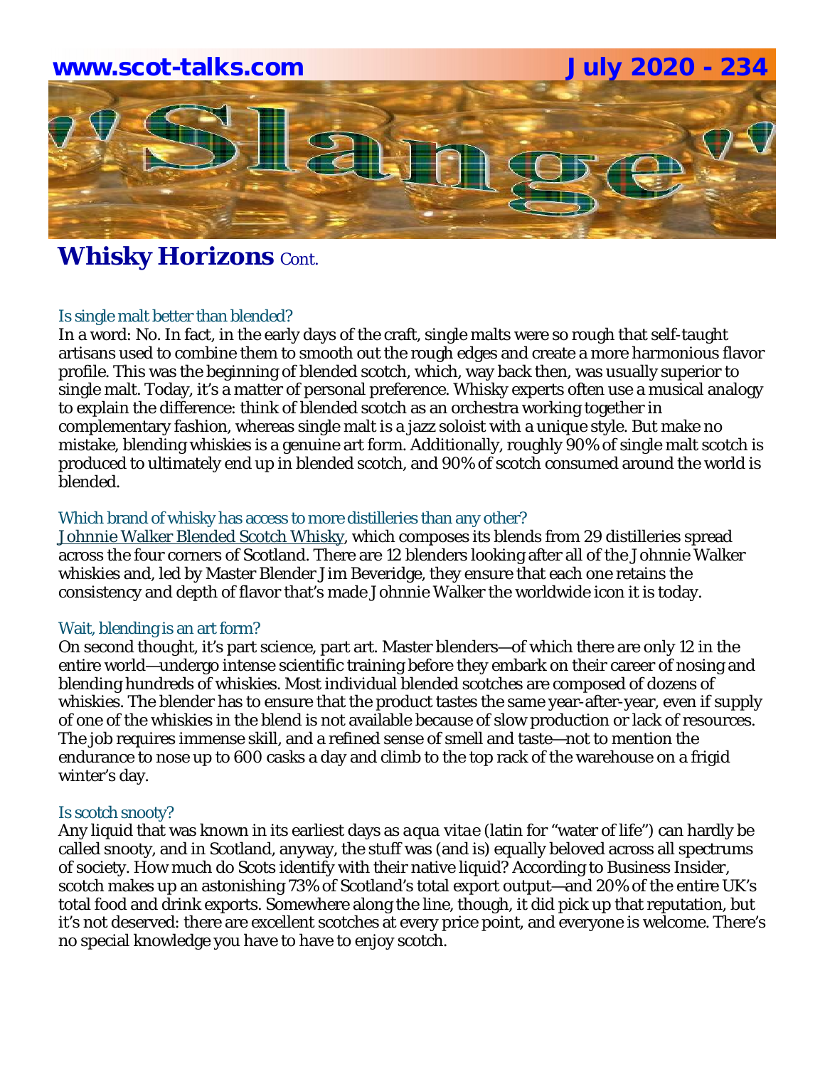## Whisky Horizons Cont.

### Is single malt better than blended?

In a word: No. In fact, in the early days of the craft, single malts were so rough that self-taught artisans used to combine them to smooth out the rough edges and create a more harmonious flavor profile. This was the beginning of blended scotch, which, way back then, was usually superior to single malt. Today, it's a matter of personal preference. Whisky experts often use a musical analogy to explain the difference: think of blended scotch as an orchestra working together in complementary fashion, whereas single malt is a jazz soloist with a unique style. But make no mistake, blending whiskies is a genuine art form. Additionally, roughly 90% of single malt scotch is produced to ultimately end up in blended scotch, and 90% of scotch consumed around the world is blended.

### Which brand of whisky has access to more distilleries than any other?

Johnnie Walker Blended Scotch Whisky, which composes its blends from 29 distilleries spread across the four corners of Scotland. There are 12 blenders looking after all of the Johnnie Walker whiskies and, led by Master Blender Jim Beveridge, they ensure that each one retains the consistency and depth of flavor that's made Johnnie Walker the worldwide icon it is today.

### Wait, blending is an art form?

On second thought, it's part science, part art. Master blenders—of which there are only 12 in the entire world—undergo intense scientific training before they embark on their career of nosing and blending hundreds of whiskies. Most individual blended scotches are composed of dozens of whiskies. The blender has to ensure that the product tastes the same year-after-year, even if supply of one of the whiskies in the blend is not available because of slow production or lack of resources. The job requires immense skill, and a refined sense of smell and taste—not to mention the endurance to nose up to 600 casks a day and climb to the top rack of the warehouse on a frigid winter's day.

### Is scotch snooty?

Any liquid that was known in its earliest days as *aqua vitae* (latin for "water of life") can hardly be called snooty, and in Scotland, anyway, the stuff was (and is) equally beloved across all spectrums of society. How much do Scots identify with their native liquid? According to Business Insider, scotch makes up an astonishing 73% of Scotland's total export output—and 20% of the entire UK's total food and drink exports. Somewhere along the line, though, it did pick up that reputation, but it's not deserved: there are excellent scotches at every price point, and everyone is welcome. There's no special knowledge you have to have to enjoy scotch.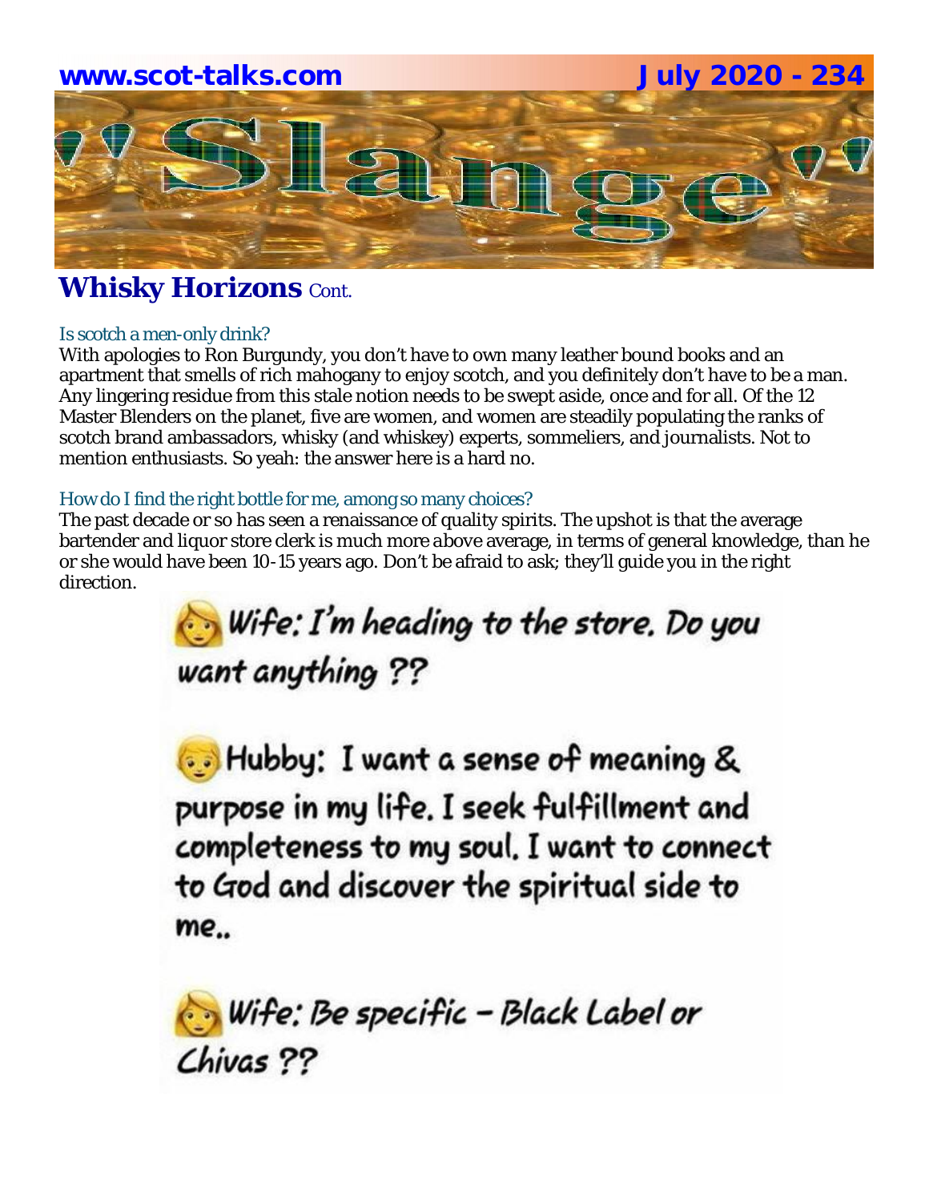# Whisky Horizons Cont.

### Is scotch a men-only drink?

With apologies to Ron Burgundy, you don't have to own many leather bound books and an apartment that smells of rich mahogany to enjoy scotch, and you definitely don't have to be a man. Any lingering residue from this stale notion needs to be swept aside, once and for all. Of the 12 Master Blenders on the planet, five are women, and women are steadily populating the ranks of scotch brand ambassadors, whisky (and whiskey) experts, sommeliers, and journalists. Not to mention enthusiasts. So yeah: the answer here is a hard no.

### How do I find the right bottle for me, among so many choices?

The past decade or so has seen a renaissance of quality spirits. The upshot is that the average bartender and liquor store clerk is much more above average, in terms of general knowledge, than he or she would have been 10-15 years ago. Don't be afraid to ask; they'll guide you in the right direction.

Wife: I'm heading to the store. Do you want anything ??

Hubby: I want a sense of meaning & purpose in my life. I seek fulfillment and completeness to my soul. I want to connect to God and discover the spiritual side to me..

Wife: Be specific – Black Label or Chivas ??